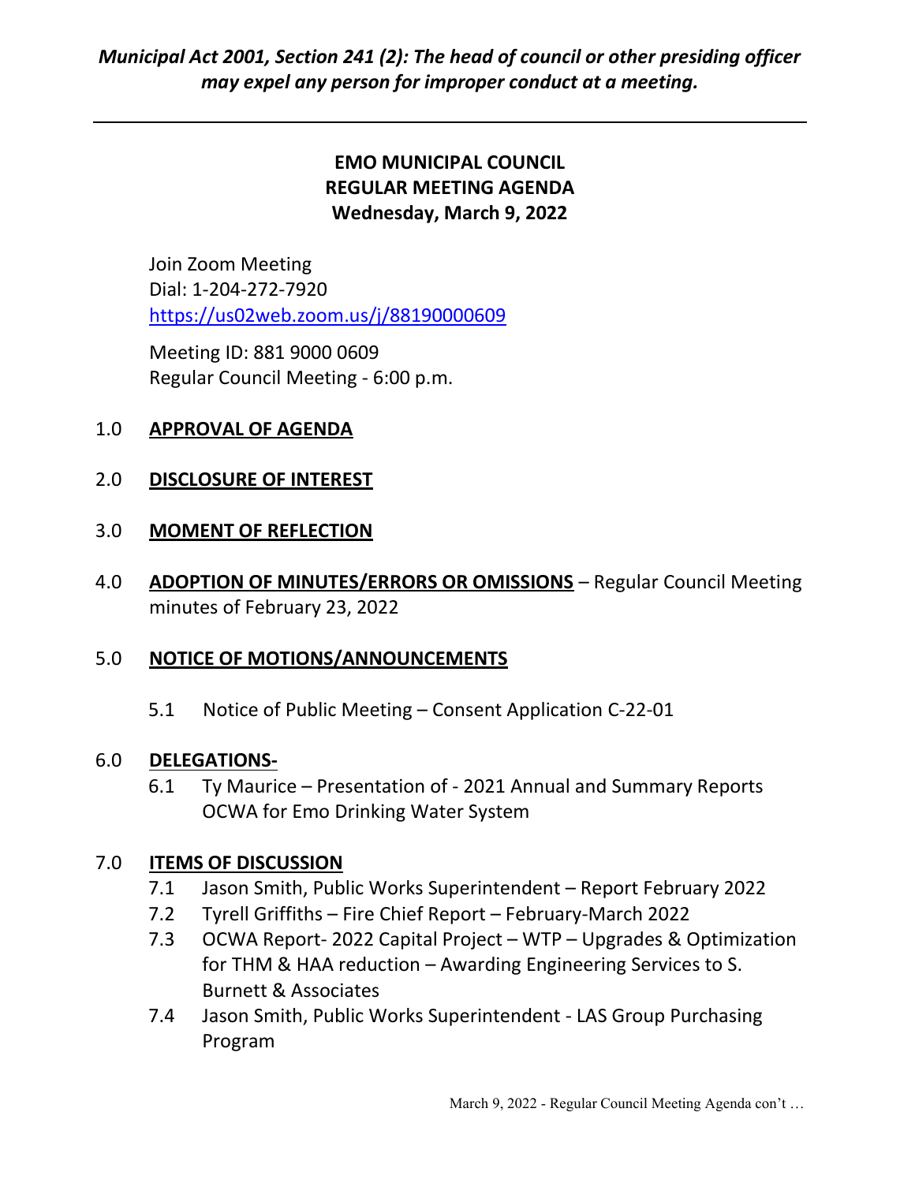***Municipal Act 2001, Section 241 (2): The head of council or other presiding officer may expel any person for improper conduct at a meeting.***

---

**EMO MUNICIPAL COUNCIL**
**REGULAR MEETING AGENDA**
**Wednesday, March 9, 2022**

Join Zoom Meeting
Dial: 1-204-272-7920
https://us02web.zoom.us/j/88190000609

Meeting ID: 881 9000 0609
Regular Council Meeting - 6:00 p.m.

1.0 **APPROVAL OF AGENDA**

2.0 **DISCLOSURE OF INTEREST**

3.0 **MOMENT OF REFLECTION**

4.0 **ADOPTION OF MINUTES/ERRORS OR OMISSIONS** – Regular Council Meeting minutes of February 23, 2022

5.0 **NOTICE OF MOTIONS/ANNOUNCEMENTS**

5.1 Notice of Public Meeting – Consent Application C-22-01

6.0 **DELEGATIONS-**

6.1 Ty Maurice – Presentation of - 2021 Annual and Summary Reports OCWA for Emo Drinking Water System

7.0 **ITEMS OF DISCUSSION**

7.1 Jason Smith, Public Works Superintendent – Report February 2022

7.2 Tyrell Griffiths – Fire Chief Report – February-March 2022

7.3 OCWA Report- 2022 Capital Project – WTP – Upgrades & Optimization for THM & HAA reduction – Awarding Engineering Services to S. Burnett & Associates

7.4 Jason Smith, Public Works Superintendent - LAS Group Purchasing Program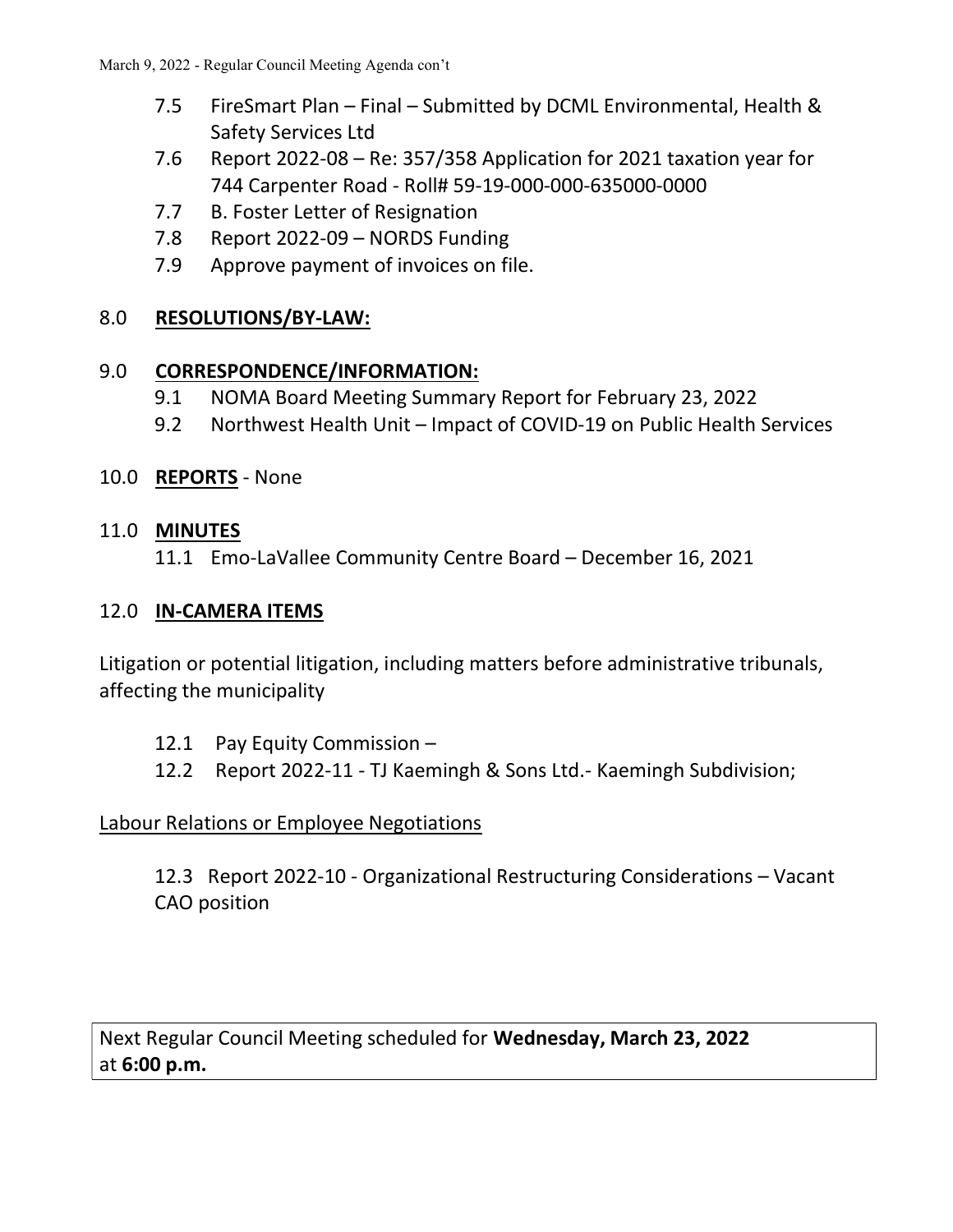- 7.5 FireSmart Plan – Final – Submitted by DCML Environmental, Health & Safety Services Ltd
- 7.6 Report 2022-08 – Re: 357/358 Application for 2021 taxation year for 744 Carpenter Road - Roll# 59-19-000-000-635000-0000
- 7.7 B. Foster Letter of Resignation
- 7.8 Report 2022-09 – NORDS Funding
- 7.9 Approve payment of invoices on file.

## 8.0 **RESOLUTIONS/BY-LAW:**

## 9.0 **CORRESPONDENCE/INFORMATION:**

- 9.1 NOMA Board Meeting Summary Report for February 23, 2022
- 9.2 Northwest Health Unit – Impact of COVID-19 on Public Health Services

## 10.0 **REPORTS** - None

## 11.0 **MINUTES**

- 11.1 Emo-LaVallee Community Centre Board – December 16, 2021

## 12.0 **IN-CAMERA ITEMS**

Litigation or potential litigation, including matters before administrative tribunals, affecting the municipality

- 12.1 Pay Equity Commission –
- 12.2 Report 2022-11 - TJ Kaemingh & Sons Ltd.- Kaemingh Subdivision;

Labour Relations or Employee Negotiations

- 12.3 Report 2022-10 - Organizational Restructuring Considerations – Vacant CAO position

Next Regular Council Meeting scheduled for **Wednesday, March 23, 2022** at **6:00 p.m.**